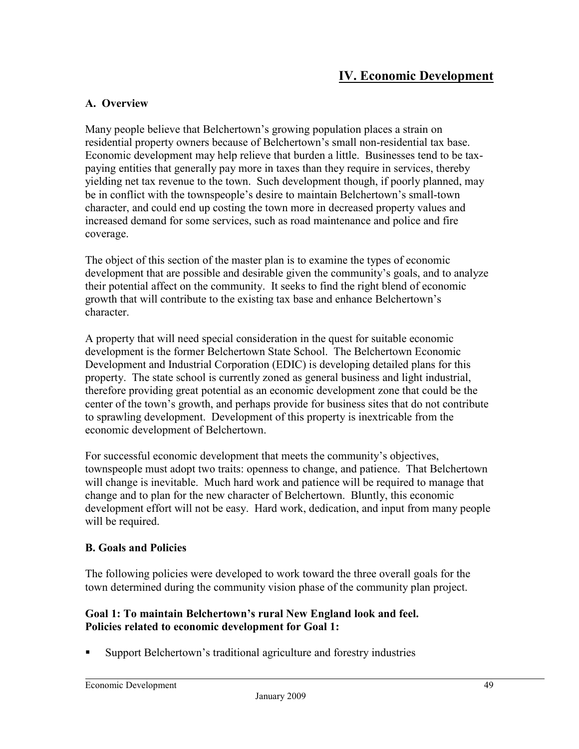# IV. Economic Development

## A. Overview

Many people believe that Belchertown's growing population places a strain on residential property owners because of Belchertown's small non-residential tax base. Economic development may help relieve that burden a little. Businesses tend to be tax-paying entities that generally pay more in taxes than they require in services, thereby yielding net tax revenue to the town. Such development though, if poorly planned, may be in conflict with the townspeople's desire to maintain Belchertown's small-town character, and could end up costing the town more in decreased property values and increased demand for some services, such as road maintenance and police and fire coverage.

The object of this section of the master plan is to examine the types of economic development that are possible and desirable given the community's goals, and to analyze their potential affect on the community. It seeks to find the right blend of economic growth that will contribute to the existing tax base and enhance Belchertown's character.

A property that will need special consideration in the quest for suitable economic development is the former Belchertown State School. The Belchertown Economic Development and Industrial Corporation (EDIC) is developing detailed plans for this property. The state school is currently zoned as general business and light industrial, therefore providing great potential as an economic development zone that could be the center of the town's growth, and perhaps provide for business sites that do not contribute to sprawling development. Development of this property is inextricable from the economic development of Belchertown.

For successful economic development that meets the community's objectives, townspeople must adopt two traits: openness to change, and patience. That Belchertown will change is inevitable. Much hard work and patience will be required to manage that change and to plan for the new character of Belchertown. Bluntly, this economic development effort will not be easy. Hard work, dedication, and input from many people will be required.

## B. Goals and Policies

The following policies were developed to work toward the three overall goals for the town determined during the community vision phase of the community plan project.

**Goal 1: To maintain Belchertown's rural New England look and feel.**
**Policies related to economic development for Goal 1:**

- Support Belchertown's traditional agriculture and forestry industries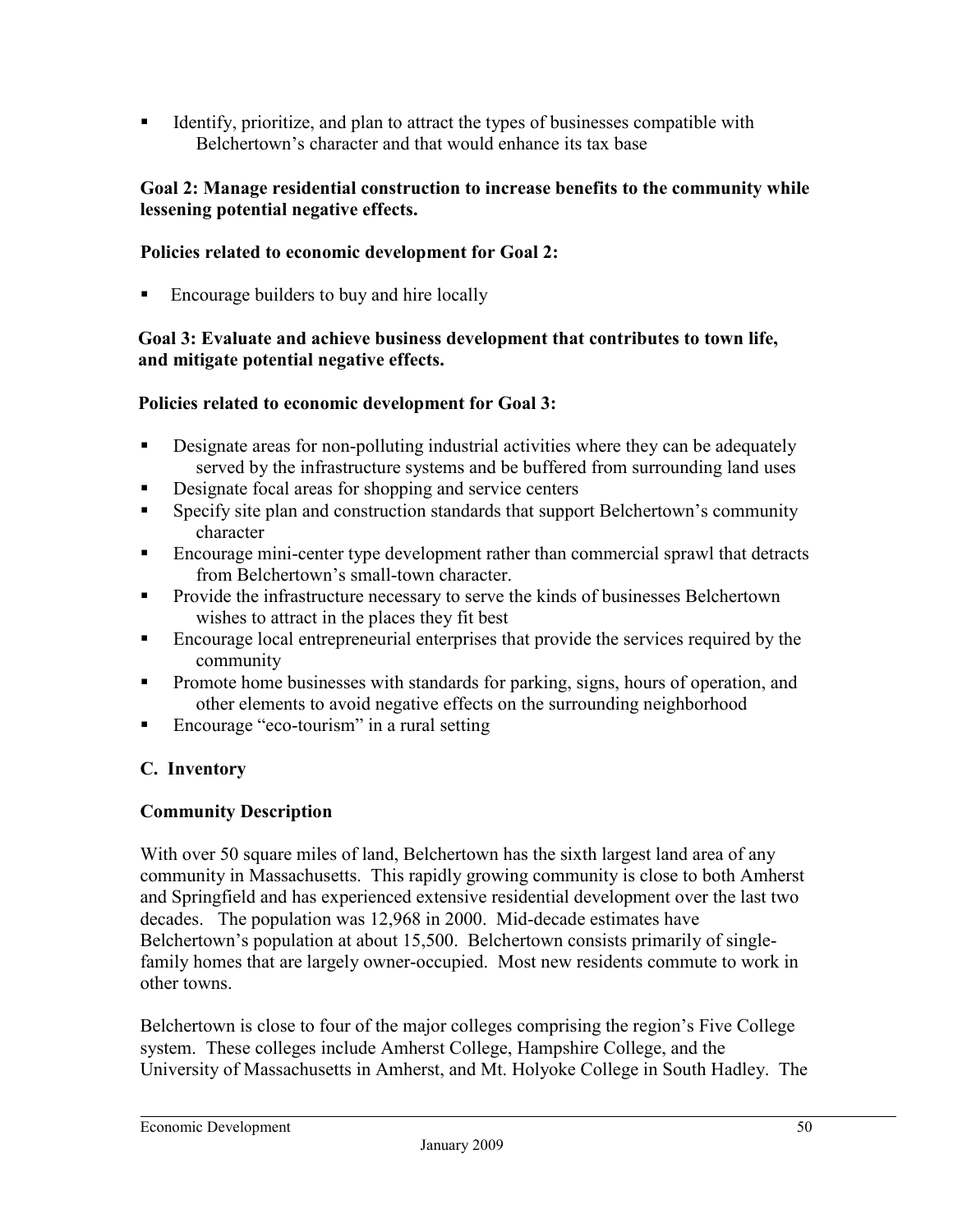- Identify, prioritize, and plan to attract the types of businesses compatible with Belchertown's character and that would enhance its tax base

**Goal 2: Manage residential construction to increase benefits to the community while lessening potential negative effects.**

**Policies related to economic development for Goal 2:**

- Encourage builders to buy and hire locally

**Goal 3: Evaluate and achieve business development that contributes to town life, and mitigate potential negative effects.**

**Policies related to economic development for Goal 3:**

- Designate areas for non-polluting industrial activities where they can be adequately served by the infrastructure systems and be buffered from surrounding land uses
- Designate focal areas for shopping and service centers
- Specify site plan and construction standards that support Belchertown's community character
- Encourage mini-center type development rather than commercial sprawl that detracts from Belchertown's small-town character.
- Provide the infrastructure necessary to serve the kinds of businesses Belchertown wishes to attract in the places they fit best
- Encourage local entrepreneurial enterprises that provide the services required by the community
- Promote home businesses with standards for parking, signs, hours of operation, and other elements to avoid negative effects on the surrounding neighborhood
- Encourage "eco-tourism" in a rural setting

## C. Inventory

### Community Description

With over 50 square miles of land, Belchertown has the sixth largest land area of any community in Massachusetts. This rapidly growing community is close to both Amherst and Springfield and has experienced extensive residential development over the last two decades. The population was 12,968 in 2000. Mid-decade estimates have Belchertown's population at about 15,500. Belchertown consists primarily of single-family homes that are largely owner-occupied. Most new residents commute to work in other towns.

Belchertown is close to four of the major colleges comprising the region's Five College system. These colleges include Amherst College, Hampshire College, and the University of Massachusetts in Amherst, and Mt. Holyoke College in South Hadley. The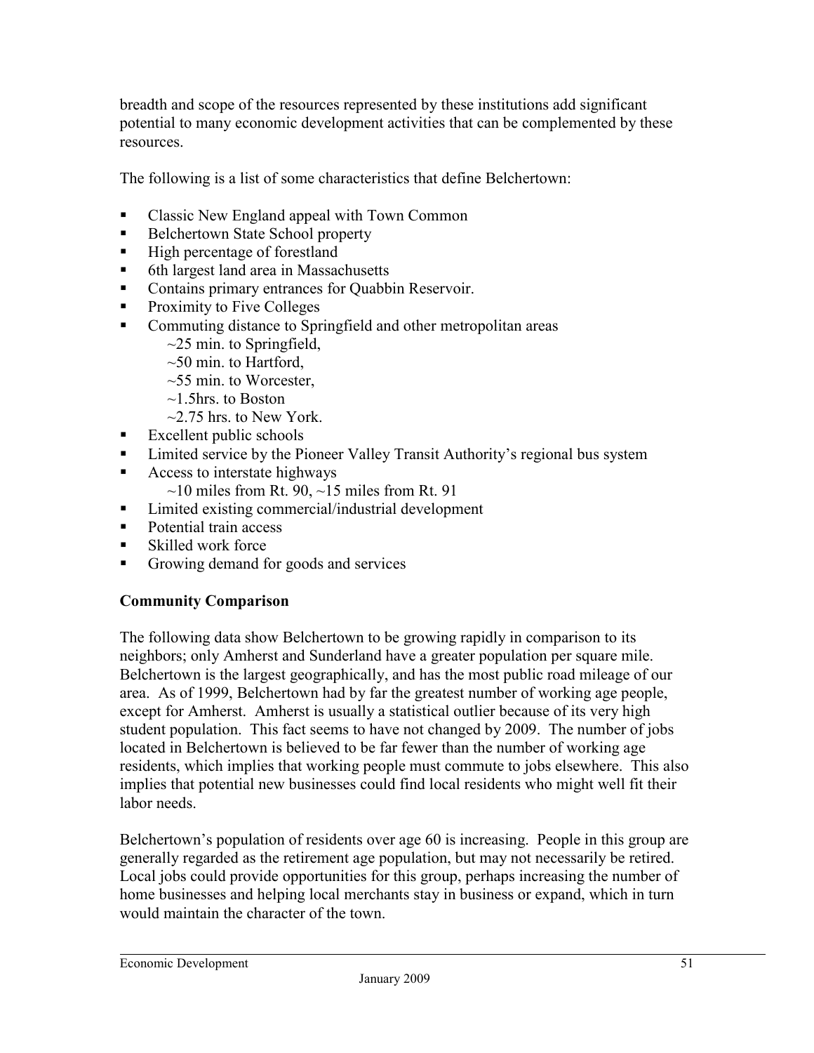breadth and scope of the resources represented by these institutions add significant potential to many economic development activities that can be complemented by these resources.

The following is a list of some characteristics that define Belchertown:

- Classic New England appeal with Town Common
- Belchertown State School property
- High percentage of forestland
- 6th largest land area in Massachusetts
- Contains primary entrances for Quabbin Reservoir.
- Proximity to Five Colleges
- Commuting distance to Springfield and other metropolitan areas
  - ~25 min. to Springfield,
  - ~50 min. to Hartford,
  - ~55 min. to Worcester,
  - ~1.5hrs. to Boston
  - ~2.75 hrs. to New York.
- Excellent public schools
- Limited service by the Pioneer Valley Transit Authority's regional bus system
- Access to interstate highways
  - ~10 miles from Rt. 90, ~15 miles from Rt. 91
- Limited existing commercial/industrial development
- Potential train access
- Skilled work force
- Growing demand for goods and services

**Community Comparison**

The following data show Belchertown to be growing rapidly in comparison to its neighbors; only Amherst and Sunderland have a greater population per square mile. Belchertown is the largest geographically, and has the most public road mileage of our area. As of 1999, Belchertown had by far the greatest number of working age people, except for Amherst. Amherst is usually a statistical outlier because of its very high student population. This fact seems to have not changed by 2009. The number of jobs located in Belchertown is believed to be far fewer than the number of working age residents, which implies that working people must commute to jobs elsewhere. This also implies that potential new businesses could find local residents who might well fit their labor needs.

Belchertown's population of residents over age 60 is increasing. People in this group are generally regarded as the retirement age population, but may not necessarily be retired. Local jobs could provide opportunities for this group, perhaps increasing the number of home businesses and helping local merchants stay in business or expand, which in turn would maintain the character of the town.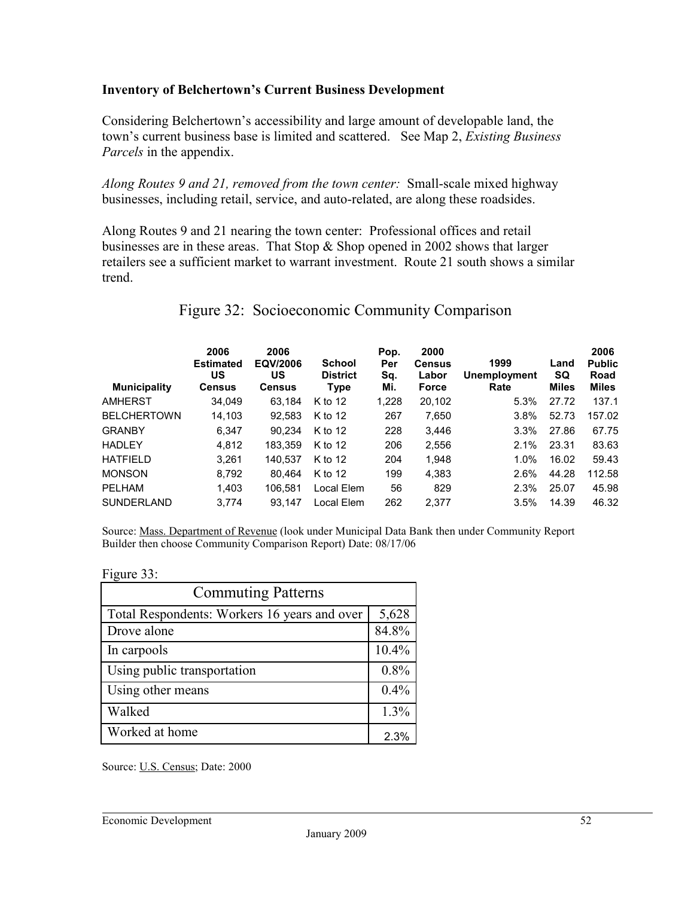**Inventory of Belchertown's Current Business Development**

Considering Belchertown's accessibility and large amount of developable land, the town's current business base is limited and scattered. See Map 2, *Existing Business Parcels* in the appendix.

*Along Routes 9 and 21, removed from the town center:* Small-scale mixed highway businesses, including retail, service, and auto-related, are along these roadsides.

Along Routes 9 and 21 nearing the town center: Professional offices and retail businesses are in these areas. That Stop & Shop opened in 2002 shows that larger retailers see a sufficient market to warrant investment. Route 21 south shows a similar trend.

Figure 32: Socioeconomic Community Comparison

| Municipality | 2006 Estimated US Census | 2006 EQV/2006 US Census | School District Type | Pop. Per Sq. Mi. | 2000 Census Labor Force | 1999 Unemployment Rate | Land SQ Miles | 2006 Public Road Miles |
|---|---|---|---|---|---|---|---|---|
| AMHERST | 34,049 | 63,184 | K to 12 | 1,228 | 20,102 | 5.3% | 27.72 | 137.1 |
| BELCHERTOWN | 14,103 | 92,583 | K to 12 | 267 | 7,650 | 3.8% | 52.73 | 157.02 |
| GRANBY | 6,347 | 90,234 | K to 12 | 228 | 3,446 | 3.3% | 27.86 | 67.75 |
| HADLEY | 4,812 | 183,359 | K to 12 | 206 | 2,556 | 2.1% | 23.31 | 83.63 |
| HATFIELD | 3,261 | 140,537 | K to 12 | 204 | 1,948 | 1.0% | 16.02 | 59.43 |
| MONSON | 8,792 | 80,464 | K to 12 | 199 | 4,383 | 2.6% | 44.28 | 112.58 |
| PELHAM | 1,403 | 106,581 | Local Elem | 56 | 829 | 2.3% | 25.07 | 45.98 |
| SUNDERLAND | 3,774 | 93,147 | Local Elem | 262 | 2,377 | 3.5% | 14.39 | 46.32 |

Source: Mass. Department of Revenue (look under Municipal Data Bank then under Community Report Builder then choose Community Comparison Report) Date: 08/17/06

Figure 33:

| Commuting Patterns | |
|---|---|
| Total Respondents: Workers 16 years and over | 5,628 |
| Drove alone | 84.8% |
| In carpools | 10.4% |
| Using public transportation | 0.8% |
| Using other means | 0.4% |
| Walked | 1.3% |
| Worked at home | 2.3% |

Source: U.S. Census; Date: 2000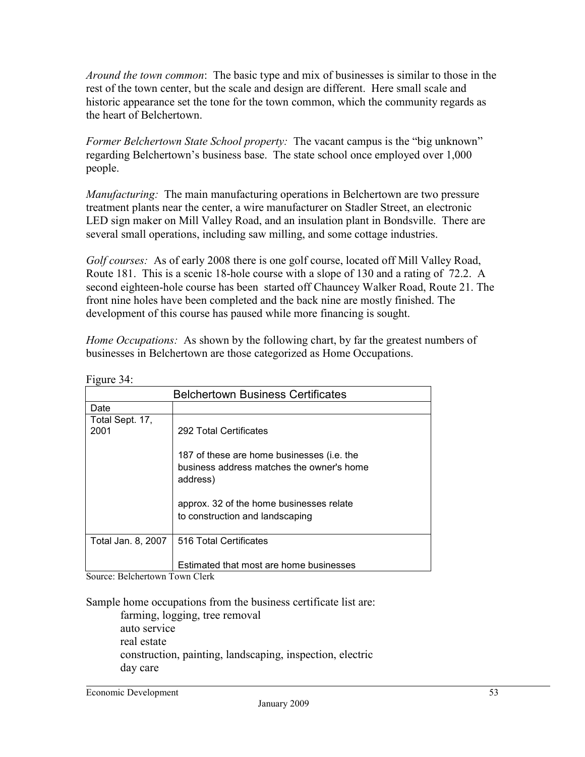*Around the town common*: The basic type and mix of businesses is similar to those in the rest of the town center, but the scale and design are different. Here small scale and historic appearance set the tone for the town common, which the community regards as the heart of Belchertown.

*Former Belchertown State School property:* The vacant campus is the "big unknown" regarding Belchertown's business base. The state school once employed over 1,000 people.

*Manufacturing:* The main manufacturing operations in Belchertown are two pressure treatment plants near the center, a wire manufacturer on Stadler Street, an electronic LED sign maker on Mill Valley Road, and an insulation plant in Bondsville. There are several small operations, including saw milling, and some cottage industries.

*Golf courses:* As of early 2008 there is one golf course, located off Mill Valley Road, Route 181. This is a scenic 18-hole course with a slope of 130 and a rating of 72.2. A second eighteen-hole course has been started off Chauncey Walker Road, Route 21. The front nine holes have been completed and the back nine are mostly finished. The development of this course has paused while more financing is sought.

*Home Occupations:* As shown by the following chart, by far the greatest numbers of businesses in Belchertown are those categorized as Home Occupations.

Figure 34:

| Belchertown Business Certificates | |
|---|---|
| Date | |
| Total Sept. 17, 2001 | 292 Total Certificates<br><br>187 of these are home businesses (i.e. the business address matches the owner's home address)<br><br>approx. 32 of the home businesses relate to construction and landscaping |
| Total Jan. 8, 2007 | 516 Total Certificates<br><br>Estimated that most are home businesses |

Source: Belchertown Town Clerk

Sample home occupations from the business certificate list are:

- farming, logging, tree removal
- auto service
- real estate
- construction, painting, landscaping, inspection, electric
- day care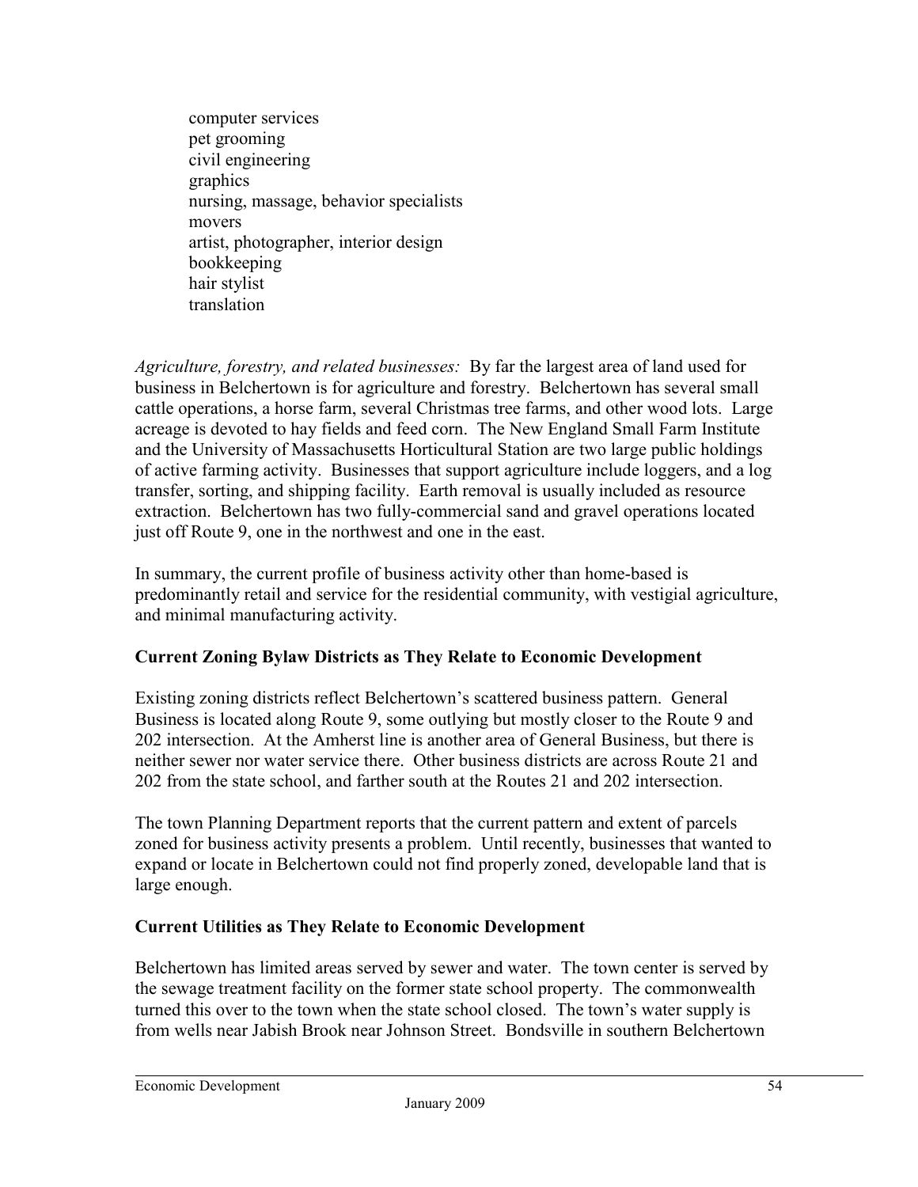- computer services
- pet grooming
- civil engineering
- graphics
- nursing, massage, behavior specialists
- movers
- artist, photographer, interior design
- bookkeeping
- hair stylist
- translation

*Agriculture, forestry, and related businesses:* By far the largest area of land used for business in Belchertown is for agriculture and forestry. Belchertown has several small cattle operations, a horse farm, several Christmas tree farms, and other wood lots. Large acreage is devoted to hay fields and feed corn. The New England Small Farm Institute and the University of Massachusetts Horticultural Station are two large public holdings of active farming activity. Businesses that support agriculture include loggers, and a log transfer, sorting, and shipping facility. Earth removal is usually included as resource extraction. Belchertown has two fully-commercial sand and gravel operations located just off Route 9, one in the northwest and one in the east.

In summary, the current profile of business activity other than home-based is predominantly retail and service for the residential community, with vestigial agriculture, and minimal manufacturing activity.

## Current Zoning Bylaw Districts as They Relate to Economic Development

Existing zoning districts reflect Belchertown's scattered business pattern. General Business is located along Route 9, some outlying but mostly closer to the Route 9 and 202 intersection. At the Amherst line is another area of General Business, but there is neither sewer nor water service there. Other business districts are across Route 21 and 202 from the state school, and farther south at the Routes 21 and 202 intersection.

The town Planning Department reports that the current pattern and extent of parcels zoned for business activity presents a problem. Until recently, businesses that wanted to expand or locate in Belchertown could not find properly zoned, developable land that is large enough.

## Current Utilities as They Relate to Economic Development

Belchertown has limited areas served by sewer and water. The town center is served by the sewage treatment facility on the former state school property. The commonwealth turned this over to the town when the state school closed. The town's water supply is from wells near Jabish Brook near Johnson Street. Bondsville in southern Belchertown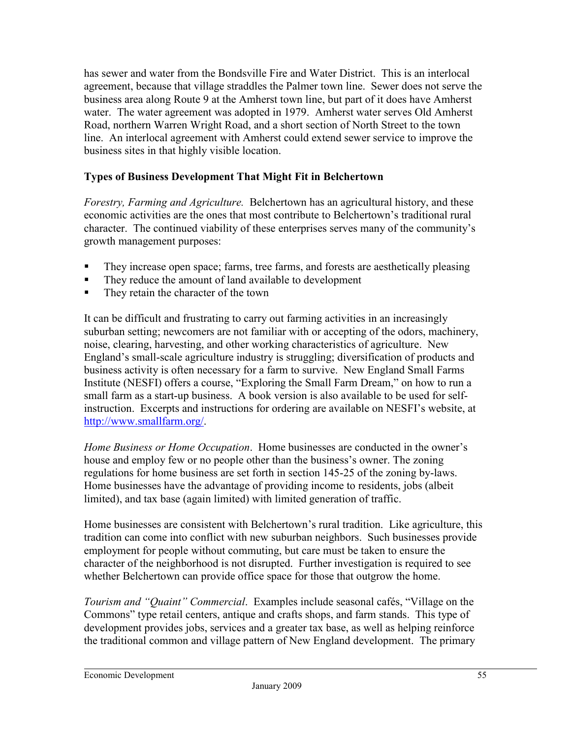has sewer and water from the Bondsville Fire and Water District. This is an interlocal agreement, because that village straddles the Palmer town line. Sewer does not serve the business area along Route 9 at the Amherst town line, but part of it does have Amherst water. The water agreement was adopted in 1979. Amherst water serves Old Amherst Road, northern Warren Wright Road, and a short section of North Street to the town line. An interlocal agreement with Amherst could extend sewer service to improve the business sites in that highly visible location.

### Types of Business Development That Might Fit in Belchertown

*Forestry, Farming and Agriculture.* Belchertown has an agricultural history, and these economic activities are the ones that most contribute to Belchertown's traditional rural character. The continued viability of these enterprises serves many of the community's growth management purposes:

- They increase open space; farms, tree farms, and forests are aesthetically pleasing
- They reduce the amount of land available to development
- They retain the character of the town

It can be difficult and frustrating to carry out farming activities in an increasingly suburban setting; newcomers are not familiar with or accepting of the odors, machinery, noise, clearing, harvesting, and other working characteristics of agriculture. New England's small-scale agriculture industry is struggling; diversification of products and business activity is often necessary for a farm to survive. New England Small Farms Institute (NESFI) offers a course, "Exploring the Small Farm Dream," on how to run a small farm as a start-up business. A book version is also available to be used for self-instruction. Excerpts and instructions for ordering are available on NESFI's website, at http://www.smallfarm.org/.

*Home Business or Home Occupation*. Home businesses are conducted in the owner's house and employ few or no people other than the business's owner. The zoning regulations for home business are set forth in section 145-25 of the zoning by-laws. Home businesses have the advantage of providing income to residents, jobs (albeit limited), and tax base (again limited) with limited generation of traffic.

Home businesses are consistent with Belchertown's rural tradition. Like agriculture, this tradition can come into conflict with new suburban neighbors. Such businesses provide employment for people without commuting, but care must be taken to ensure the character of the neighborhood is not disrupted. Further investigation is required to see whether Belchertown can provide office space for those that outgrow the home.

*Tourism and "Quaint" Commercial*. Examples include seasonal cafés, "Village on the Commons" type retail centers, antique and crafts shops, and farm stands. This type of development provides jobs, services and a greater tax base, as well as helping reinforce the traditional common and village pattern of New England development. The primary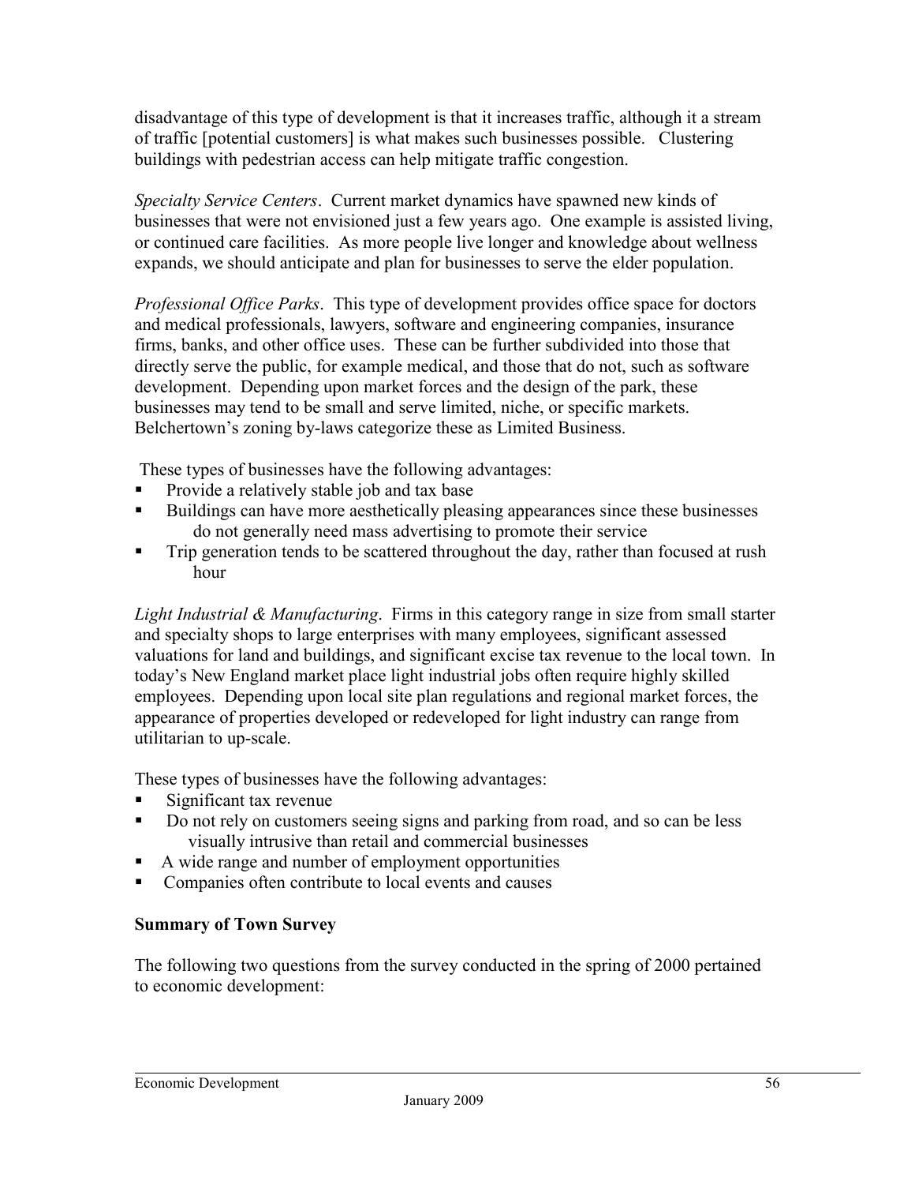disadvantage of this type of development is that it increases traffic, although it a stream of traffic [potential customers] is what makes such businesses possible. Clustering buildings with pedestrian access can help mitigate traffic congestion.

*Specialty Service Centers*. Current market dynamics have spawned new kinds of businesses that were not envisioned just a few years ago. One example is assisted living, or continued care facilities. As more people live longer and knowledge about wellness expands, we should anticipate and plan for businesses to serve the elder population.

*Professional Office Parks*. This type of development provides office space for doctors and medical professionals, lawyers, software and engineering companies, insurance firms, banks, and other office uses. These can be further subdivided into those that directly serve the public, for example medical, and those that do not, such as software development. Depending upon market forces and the design of the park, these businesses may tend to be small and serve limited, niche, or specific markets. Belchertown's zoning by-laws categorize these as Limited Business.

These types of businesses have the following advantages:

- Provide a relatively stable job and tax base
- Buildings can have more aesthetically pleasing appearances since these businesses do not generally need mass advertising to promote their service
- Trip generation tends to be scattered throughout the day, rather than focused at rush hour

*Light Industrial & Manufacturing*. Firms in this category range in size from small starter and specialty shops to large enterprises with many employees, significant assessed valuations for land and buildings, and significant excise tax revenue to the local town. In today's New England market place light industrial jobs often require highly skilled employees. Depending upon local site plan regulations and regional market forces, the appearance of properties developed or redeveloped for light industry can range from utilitarian to up-scale.

These types of businesses have the following advantages:

- Significant tax revenue
- Do not rely on customers seeing signs and parking from road, and so can be less visually intrusive than retail and commercial businesses
- A wide range and number of employment opportunities
- Companies often contribute to local events and causes

**Summary of Town Survey**

The following two questions from the survey conducted in the spring of 2000 pertained to economic development: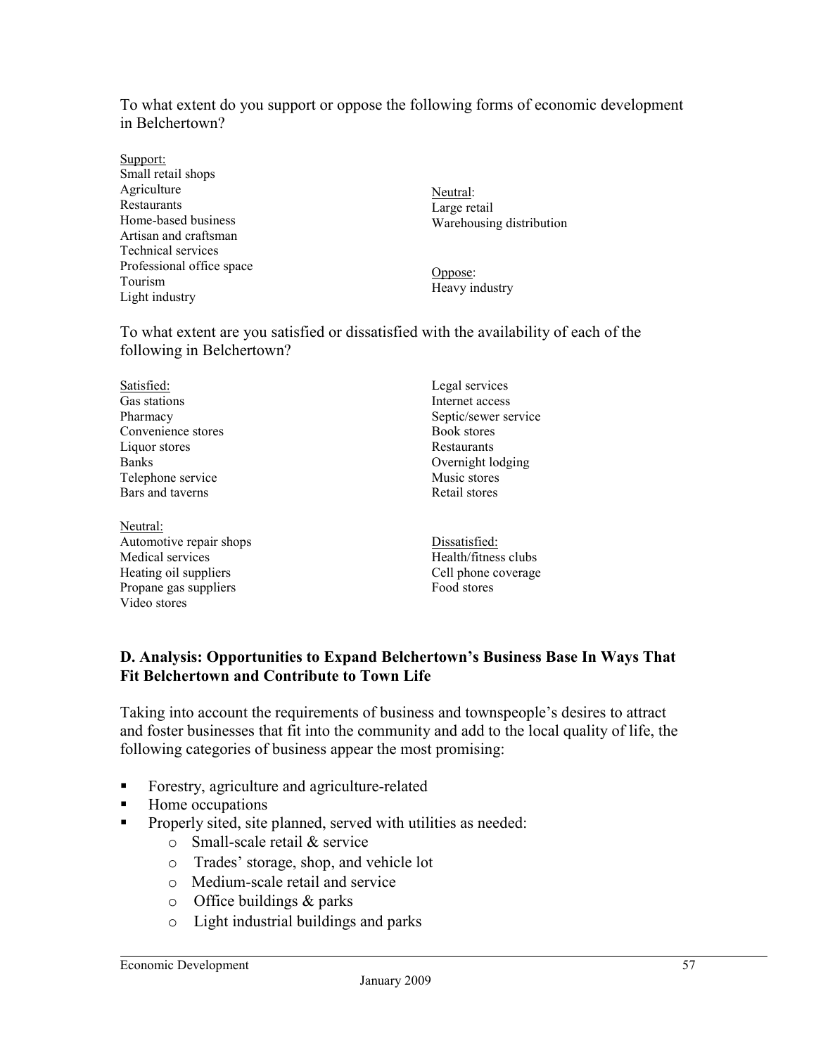To what extent do you support or oppose the following forms of economic development in Belchertown?

Support:
Small retail shops
Agriculture
Restaurants
Home-based business
Artisan and craftsman
Technical services
Professional office space
Tourism
Light industry

Neutral:
Large retail
Warehousing distribution

Oppose:
Heavy industry

To what extent are you satisfied or dissatisfied with the availability of each of the following in Belchertown?

Satisfied:
Gas stations
Pharmacy
Convenience stores
Liquor stores
Banks
Telephone service
Bars and taverns
Legal services
Internet access
Septic/sewer service
Book stores
Restaurants
Overnight lodging
Music stores
Retail stores

Neutral:
Automotive repair shops
Medical services
Heating oil suppliers
Propane gas suppliers
Video stores

Dissatisfied:
Health/fitness clubs
Cell phone coverage
Food stores

### D. Analysis: Opportunities to Expand Belchertown's Business Base In Ways That Fit Belchertown and Contribute to Town Life

Taking into account the requirements of business and townspeople's desires to attract and foster businesses that fit into the community and add to the local quality of life, the following categories of business appear the most promising:

- Forestry, agriculture and agriculture-related
- Home occupations
- Properly sited, site planned, served with utilities as needed:
  - Small-scale retail & service
  - Trades' storage, shop, and vehicle lot
  - Medium-scale retail and service
  - Office buildings & parks
  - Light industrial buildings and parks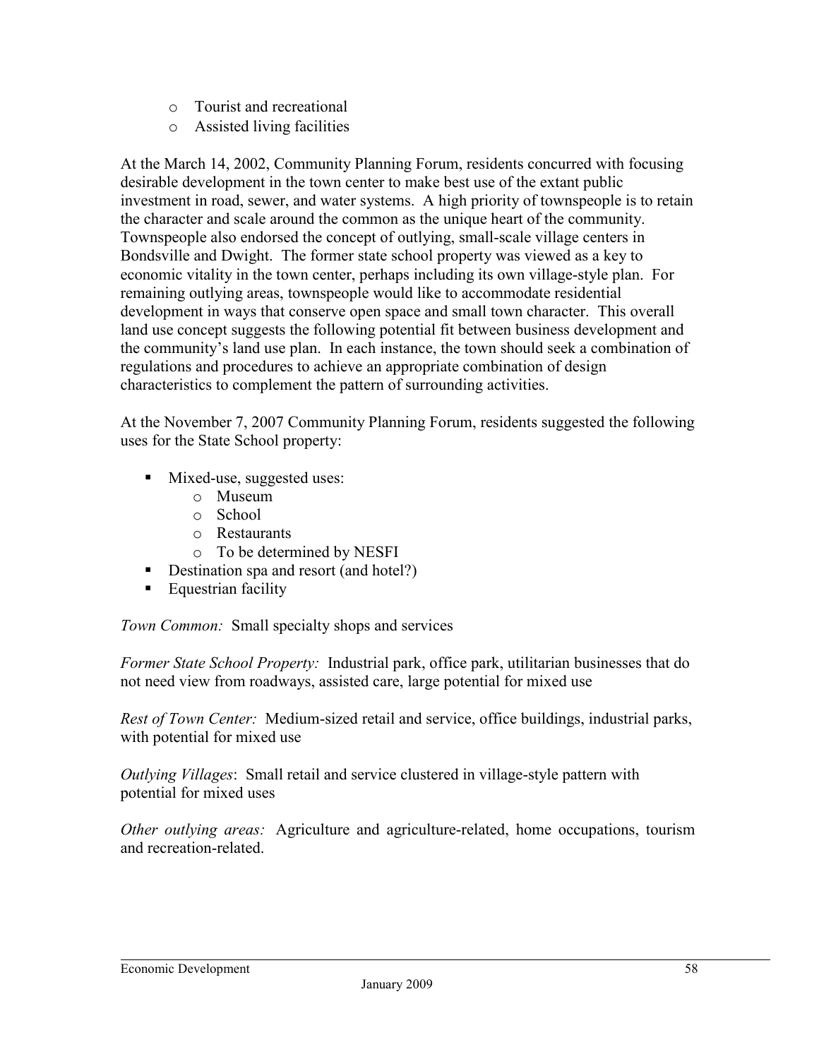- Tourist and recreational
- Assisted living facilities

At the March 14, 2002, Community Planning Forum, residents concurred with focusing desirable development in the town center to make best use of the extant public investment in road, sewer, and water systems. A high priority of townspeople is to retain the character and scale around the common as the unique heart of the community. Townspeople also endorsed the concept of outlying, small-scale village centers in Bondsville and Dwight. The former state school property was viewed as a key to economic vitality in the town center, perhaps including its own village-style plan. For remaining outlying areas, townspeople would like to accommodate residential development in ways that conserve open space and small town character. This overall land use concept suggests the following potential fit between business development and the community's land use plan. In each instance, the town should seek a combination of regulations and procedures to achieve an appropriate combination of design characteristics to complement the pattern of surrounding activities.

At the November 7, 2007 Community Planning Forum, residents suggested the following uses for the State School property:

- Mixed-use, suggested uses:
  - Museum
  - School
  - Restaurants
  - To be determined by NESFI
- Destination spa and resort (and hotel?)
- Equestrian facility

*Town Common:* Small specialty shops and services

*Former State School Property:* Industrial park, office park, utilitarian businesses that do not need view from roadways, assisted care, large potential for mixed use

*Rest of Town Center:* Medium-sized retail and service, office buildings, industrial parks, with potential for mixed use

*Outlying Villages*: Small retail and service clustered in village-style pattern with potential for mixed uses

*Other outlying areas:* Agriculture and agriculture-related, home occupations, tourism and recreation-related.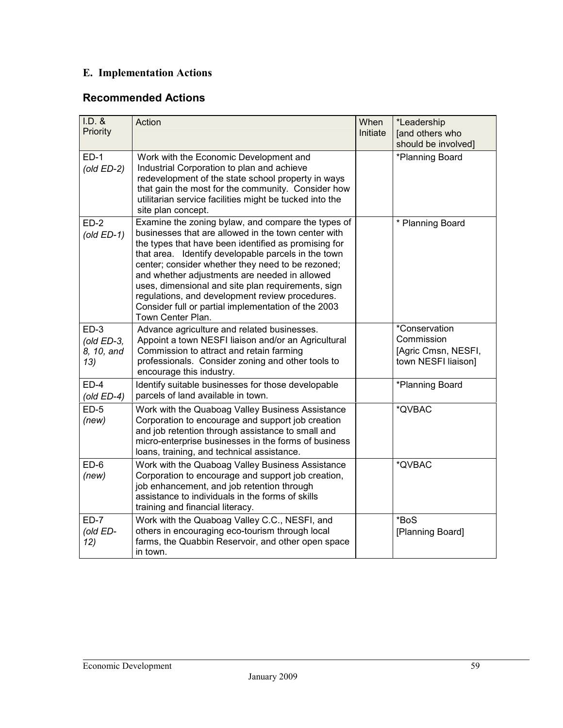## E. Implementation Actions

### Recommended Actions

| I.D. & Priority | Action | When Initiate | *Leadership [and others who should be involved] |
|---|---|---|---|
| ED-1 *(old ED-2)* | Work with the Economic Development and Industrial Corporation to plan and achieve redevelopment of the state school property in ways that gain the most for the community. Consider how utilitarian service facilities might be tucked into the site plan concept. | | *Planning Board |
| ED-2 *(old ED-1)* | Examine the zoning bylaw, and compare the types of businesses that are allowed in the town center with the types that have been identified as promising for that area. Identify developable parcels in the town center; consider whether they need to be rezoned; and whether adjustments are needed in allowed uses, dimensional and site plan requirements, sign regulations, and development review procedures. Consider full or partial implementation of the 2003 Town Center Plan. | | * Planning Board |
| ED-3 *(old ED-3, 8, 10, and 13)* | Advance agriculture and related businesses. Appoint a town NESFI liaison and/or an Agricultural Commission to attract and retain farming professionals. Consider zoning and other tools to encourage this industry. | | *Conservation Commission [Agric Cmsn, NESFI, town NESFI liaison] |
| ED-4 *(old ED-4)* | Identify suitable businesses for those developable parcels of land available in town. | | *Planning Board |
| ED-5 *(new)* | Work with the Quaboag Valley Business Assistance Corporation to encourage and support job creation and job retention through assistance to small and micro-enterprise businesses in the forms of business loans, training, and technical assistance. | | *QVBAC |
| ED-6 *(new)* | Work with the Quaboag Valley Business Assistance Corporation to encourage and support job creation, job enhancement, and job retention through assistance to individuals in the forms of skills training and financial literacy. | | *QVBAC |
| ED-7 *(old ED-12)* | Work with the Quaboag Valley C.C., NESFI, and others in encouraging eco-tourism through local farms, the Quabbin Reservoir, and other open space in town. | | *BoS [Planning Board] |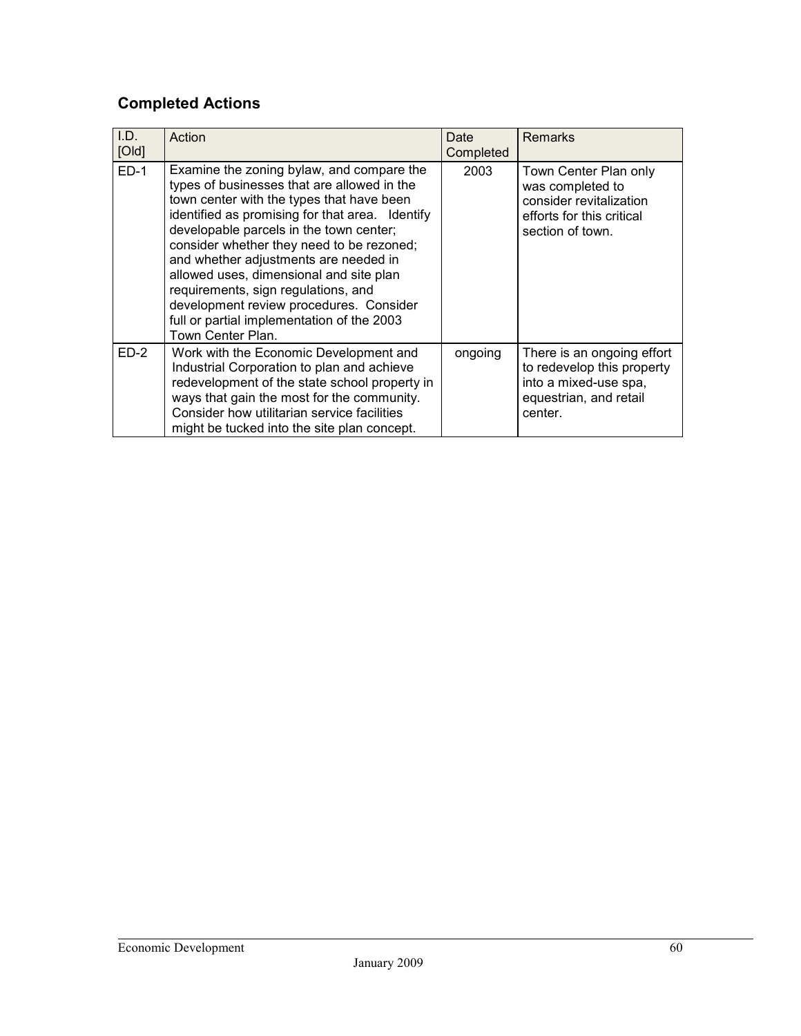## Completed Actions

| I.D. [Old] | Action | Date Completed | Remarks |
|---|---|---|---|
| ED-1 | Examine the zoning bylaw, and compare the types of businesses that are allowed in the town center with the types that have been identified as promising for that area. Identify developable parcels in the town center; consider whether they need to be rezoned; and whether adjustments are needed in allowed uses, dimensional and site plan requirements, sign regulations, and development review procedures. Consider full or partial implementation of the 2003 Town Center Plan. | 2003 | Town Center Plan only was completed to consider revitalization efforts for this critical section of town. |
| ED-2 | Work with the Economic Development and Industrial Corporation to plan and achieve redevelopment of the state school property in ways that gain the most for the community. Consider how utilitarian service facilities might be tucked into the site plan concept. | ongoing | There is an ongoing effort to redevelop this property into a mixed-use spa, equestrian, and retail center. |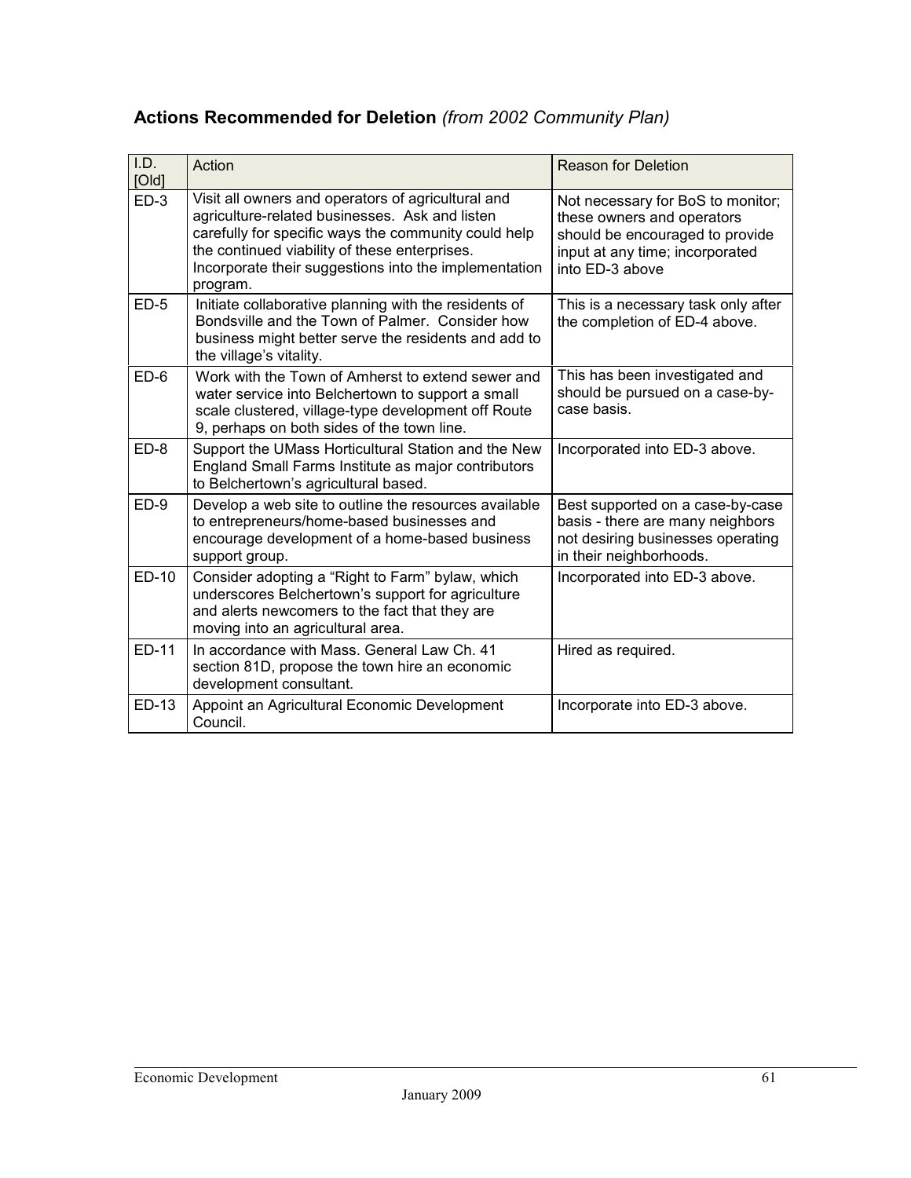### **Actions Recommended for Deletion** *(from 2002 Community Plan)*

| I.D. [Old] | Action | Reason for Deletion |
|---|---|---|
| ED-3 | Visit all owners and operators of agricultural and agriculture-related businesses. Ask and listen carefully for specific ways the community could help the continued viability of these enterprises. Incorporate their suggestions into the implementation program. | Not necessary for BoS to monitor; these owners and operators should be encouraged to provide input at any time; incorporated into ED-3 above |
| ED-5 | Initiate collaborative planning with the residents of Bondsville and the Town of Palmer. Consider how business might better serve the residents and add to the village's vitality. | This is a necessary task only after the completion of ED-4 above. |
| ED-6 | Work with the Town of Amherst to extend sewer and water service into Belchertown to support a small scale clustered, village-type development off Route 9, perhaps on both sides of the town line. | This has been investigated and should be pursued on a case-by-case basis. |
| ED-8 | Support the UMass Horticultural Station and the New England Small Farms Institute as major contributors to Belchertown's agricultural based. | Incorporated into ED-3 above. |
| ED-9 | Develop a web site to outline the resources available to entrepreneurs/home-based businesses and encourage development of a home-based business support group. | Best supported on a case-by-case basis - there are many neighbors not desiring businesses operating in their neighborhoods. |
| ED-10 | Consider adopting a "Right to Farm" bylaw, which underscores Belchertown's support for agriculture and alerts newcomers to the fact that they are moving into an agricultural area. | Incorporated into ED-3 above. |
| ED-11 | In accordance with Mass. General Law Ch. 41 section 81D, propose the town hire an economic development consultant. | Hired as required. |
| ED-13 | Appoint an Agricultural Economic Development Council. | Incorporate into ED-3 above. |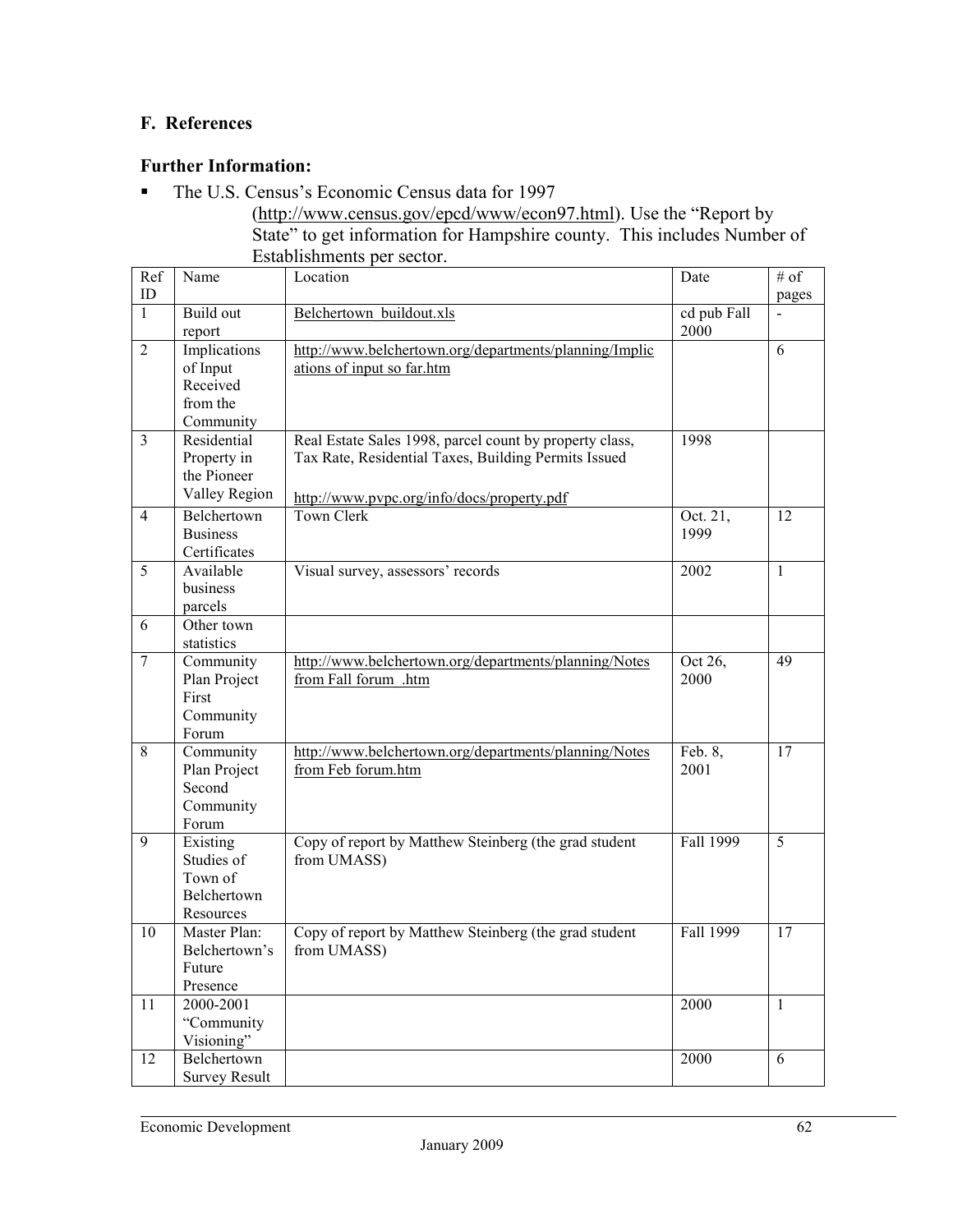## F. References

### Further Information:

- The U.S. Census's Economic Census data for 1997 (http://www.census.gov/epcd/www/econ97.html). Use the "Report by State" to get information for Hampshire county. This includes Number of Establishments per sector.

| Ref ID | Name | Location | Date | # of pages |
|---|---|---|---|---|
| 1 | Build out report | Belchertown_buildout.xls | cd pub Fall 2000 | - |
| 2 | Implications of Input Received from the Community | http://www.belchertown.org/departments/planning/Implications of input so far.htm | | 6 |
| 3 | Residential Property in the Pioneer Valley Region | Real Estate Sales 1998, parcel count by property class, Tax Rate, Residential Taxes, Building Permits Issued<br><br>http://www.pvpc.org/info/docs/property.pdf | 1998 | |
| 4 | Belchertown Business Certificates | Town Clerk | Oct. 21, 1999 | 12 |
| 5 | Available business parcels | Visual survey, assessors' records | 2002 | 1 |
| 6 | Other town statistics | | | |
| 7 | Community Plan Project First Community Forum | http://www.belchertown.org/departments/planning/Notes from Fall forum_.htm | Oct 26, 2000 | 49 |
| 8 | Community Plan Project Second Community Forum | http://www.belchertown.org/departments/planning/Notes from Feb forum.htm | Feb. 8, 2001 | 17 |
| 9 | Existing Studies of Town of Belchertown Resources | Copy of report by Matthew Steinberg (the grad student from UMASS) | Fall 1999 | 5 |
| 10 | Master Plan: Belchertown's Future Presence | Copy of report by Matthew Steinberg (the grad student from UMASS) | Fall 1999 | 17 |
| 11 | 2000-2001 "Community Visioning" | | 2000 | 1 |
| 12 | Belchertown Survey Result | | 2000 | 6 |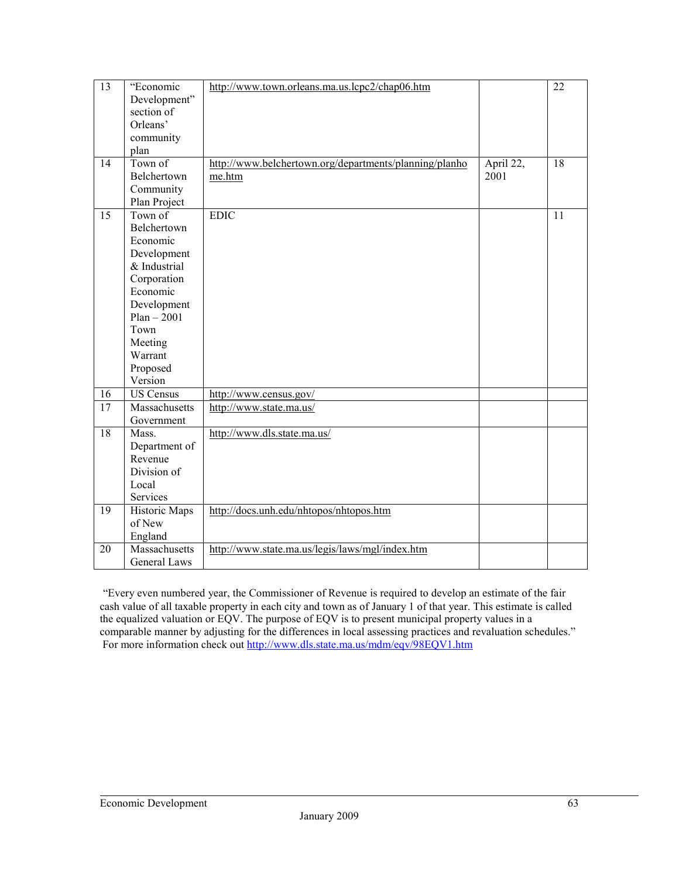| | | | | |
|---|---|---|---|---|
| 13 | "Economic Development" section of Orleans' community plan | http://www.town.orleans.ma.us.lcpc2/chap06.htm | | 22 |
| 14 | Town of Belchertown Community Plan Project | http://www.belchertown.org/departments/planning/planhome.htm | April 22, 2001 | 18 |
| 15 | Town of Belchertown Economic Development & Industrial Corporation Economic Development Plan – 2001 Town Meeting Warrant Proposed Version | EDIC | | 11 |
| 16 | US Census | http://www.census.gov/ | | |
| 17 | Massachusetts Government | http://www.state.ma.us/ | | |
| 18 | Mass. Department of Revenue Division of Local Services | http://www.dls.state.ma.us/ | | |
| 19 | Historic Maps of New England | http://docs.unh.edu/nhtopos/nhtopos.htm | | |
| 20 | Massachusetts General Laws | http://www.state.ma.us/legis/laws/mgl/index.htm | | |

"Every even numbered year, the Commissioner of Revenue is required to develop an estimate of the fair cash value of all taxable property in each city and town as of January 1 of that year. This estimate is called the equalized valuation or EQV. The purpose of EQV is to present municipal property values in a comparable manner by adjusting for the differences in local assessing practices and revaluation schedules." For more information check out http://www.dls.state.ma.us/mdm/eqv/98EQV1.htm